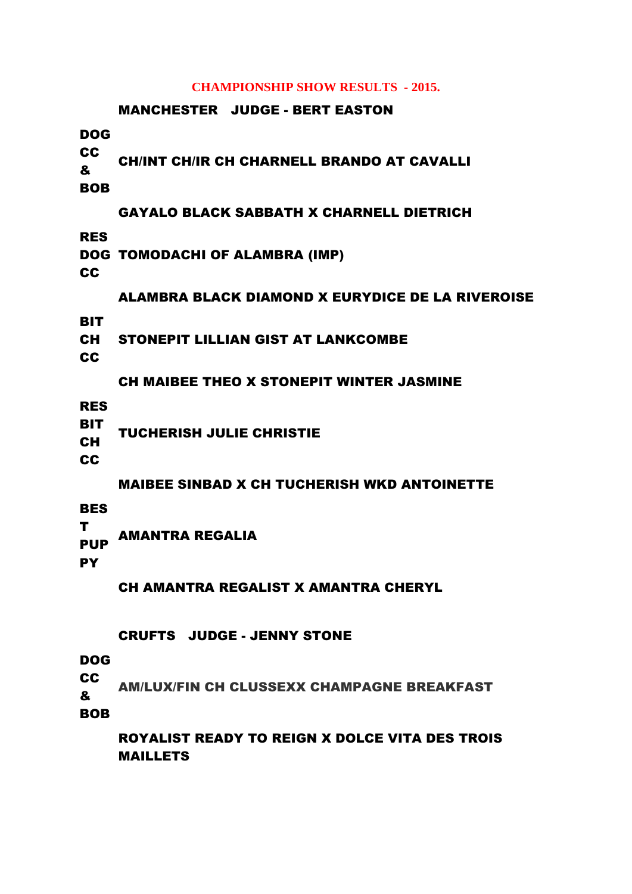# CHAMPIONSHIP SHOW RESULTS - 2015.

## MANCHESTER JUDGE - BERT EASTON

| | |
|---|---|
| DOG CC & BOB | CH/INT CH/IR CH CHARNELL BRANDO AT CAVALLI |
| | GAYALO BLACK SABBATH X CHARNELL DIETRICH |
| RES DOG CC | TOMODACHI OF ALAMBRA (IMP) |
| | ALAMBRA BLACK DIAMOND X EURYDICE DE LA RIVEROISE |
| BIT CH CC | STONEPIT LILLIAN GIST AT LANKCOMBE |
| | CH MAIBEE THEO X STONEPIT WINTER JASMINE |
| RES BIT CH CC | TUCHERISH JULIE CHRISTIE |
| | MAIBEE SINBAD X CH TUCHERISH WKD ANTOINETTE |
| BEST PUPPY | AMANTRA REGALIA |
| | CH AMANTRA REGALIST X AMANTRA CHERYL |

## CRUFTS JUDGE - JENNY STONE

| | |
|---|---|
| DOG CC & BOB | AM/LUX/FIN CH CLUSSEXX CHAMPAGNE BREAKFAST |
| | ROYALIST READY TO REIGN X DOLCE VITA DES TROIS MAILLETS |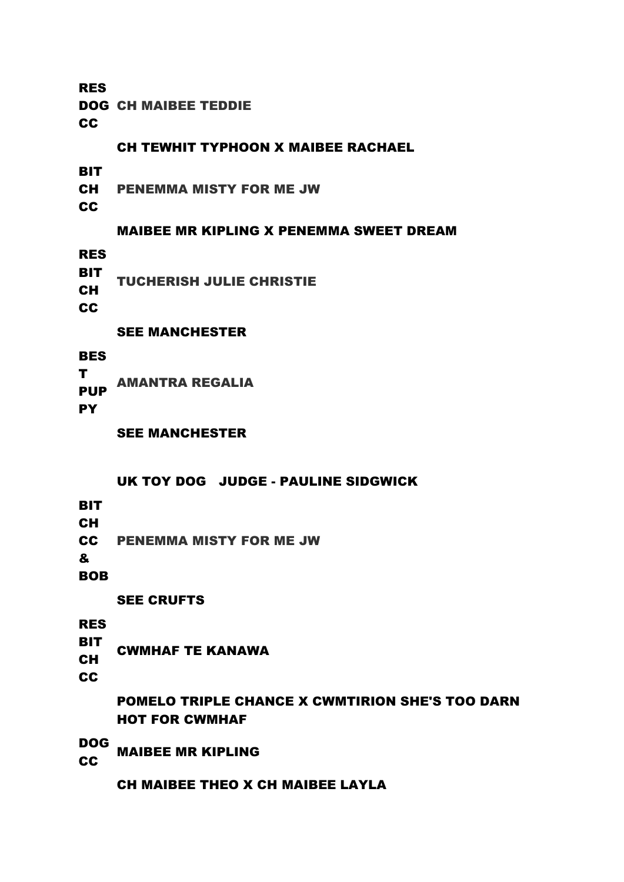| | |
|---|---|
| RES DOG CC | CH MAIBEE TEDDIE |
| | CH TEWHIT TYPHOON X MAIBEE RACHAEL |
| BIT CH CC | PENEMMA MISTY FOR ME JW |
| | MAIBEE MR KIPLING X PENEMMA SWEET DREAM |
| RES BIT CH CC | TUCHERISH JULIE CHRISTIE |
| | SEE MANCHESTER |
| BEST PUPPY | AMANTRA REGALIA |
| | SEE MANCHESTER |

**UK TOY DOG JUDGE - PAULINE SIDGWICK**

| | |
|---|---|
| BIT CH CC & BOB | PENEMMA MISTY FOR ME JW |
| | SEE CRUFTS |
| RES BIT CH CC | CWMHAF TE KANAWA |
| | POMELO TRIPLE CHANCE X CWMTIRION SHE'S TOO DARN HOT FOR CWMHAF |
| DOG CC | MAIBEE MR KIPLING |
| | CH MAIBEE THEO X CH MAIBEE LAYLA |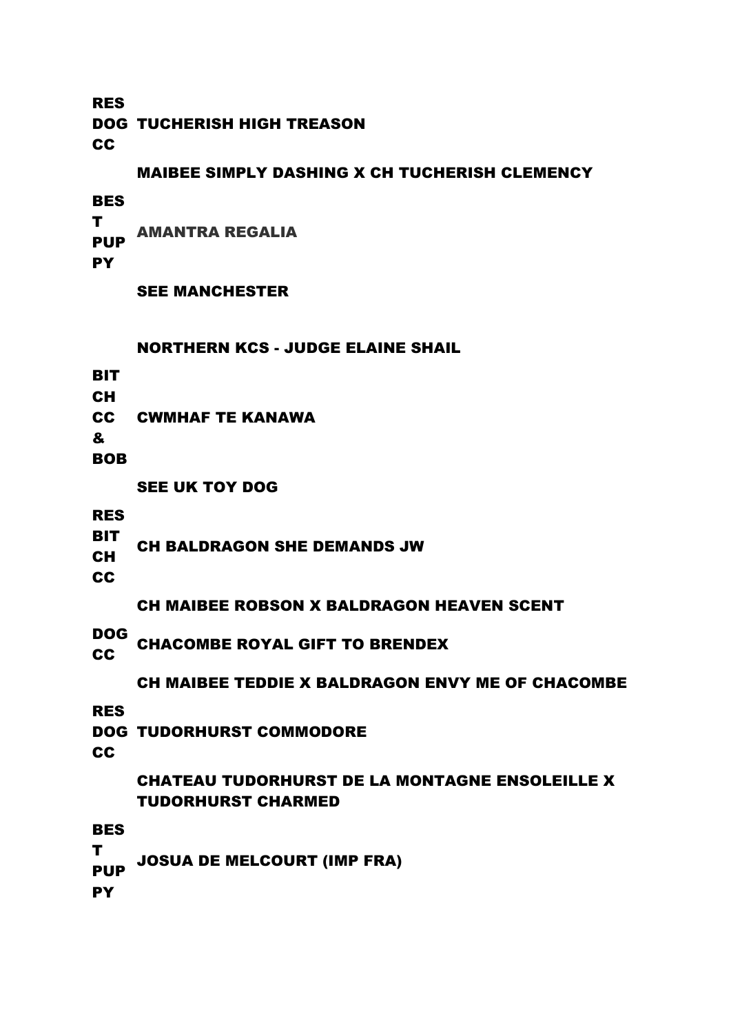**RES DOG CC** TUCHERISH HIGH TREASON

MAIBEE SIMPLY DASHING X CH TUCHERISH CLEMENCY

**BEST PUPPY** AMANTRA REGALIA

SEE MANCHESTER

**NORTHERN KCS - JUDGE ELAINE SHAIL**

**BIT CH CC & BOB** CWMHAF TE KANAWA

SEE UK TOY DOG

**RES BIT CH CC** CH BALDRAGON SHE DEMANDS JW

CH MAIBEE ROBSON X BALDRAGON HEAVEN SCENT

**DOG CC** CHACOMBE ROYAL GIFT TO BRENDEX

CH MAIBEE TEDDIE X BALDRAGON ENVY ME OF CHACOMBE

**RES DOG CC** TUDORHURST COMMODORE

CHATEAU TUDORHURST DE LA MONTAGNE ENSOLEILLE X TUDORHURST CHARMED

**BEST PUPPY** JOSUA DE MELCOURT (IMP FRA)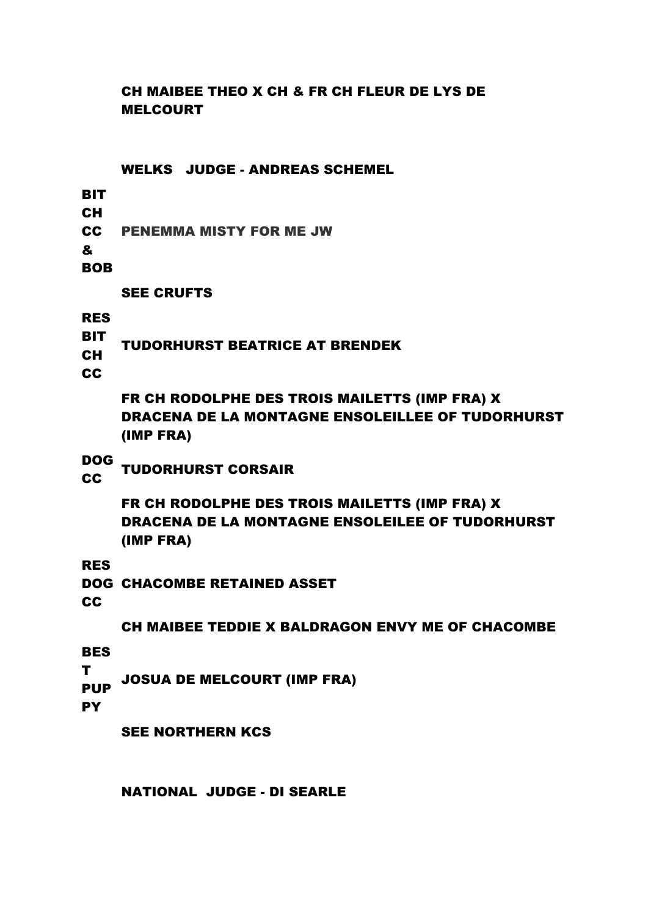CH MAIBEE THEO X CH & FR CH FLEUR DE LYS DE MELCOURT

WELKS JUDGE - ANDREAS SCHEMEL

| | |
|---|---|
| BIT CH CC & BOB | PENEMMA MISTY FOR ME JW |
| | SEE CRUFTS |
| RES BIT CH CC | TUDORHURST BEATRICE AT BRENDEK |
| | FR CH RODOLPHE DES TROIS MAILETTS (IMP FRA) X DRACENA DE LA MONTAGNE ENSOLEILLEE OF TUDORHURST (IMP FRA) |
| DOG CC | TUDORHURST CORSAIR |
| | FR CH RODOLPHE DES TROIS MAILETTS (IMP FRA) X DRACENA DE LA MONTAGNE ENSOLEILEE OF TUDORHURST (IMP FRA) |
| RES DOG CC | CHACOMBE RETAINED ASSET |
| | CH MAIBEE TEDDIE X BALDRAGON ENVY ME OF CHACOMBE |
| BEST PUPPY | JOSUA DE MELCOURT (IMP FRA) |
| | SEE NORTHERN KCS |

NATIONAL JUDGE - DI SEARLE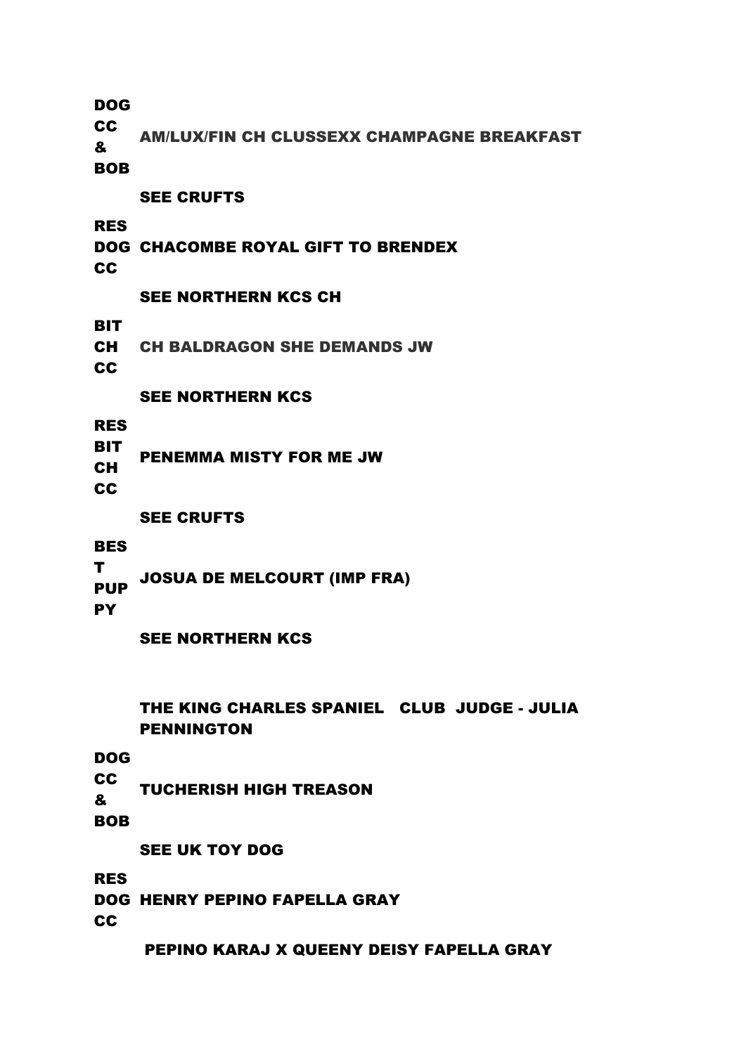| | |
|---|---|
| **DOG CC & BOB** | **AM/LUX/FIN CH CLUSSEXX CHAMPAGNE BREAKFAST** |
| | **SEE CRUFTS** |
| **RES DOG CC** | **CHACOMBE ROYAL GIFT TO BRENDEX** |
| | **SEE NORTHERN KCS CH** |
| **BIT CH CC** | **CH BALDRAGON SHE DEMANDS JW** |
| | **SEE NORTHERN KCS** |
| **RES BIT CH CC** | **PENEMMA MISTY FOR ME JW** |
| | **SEE CRUFTS** |
| **BEST PUPPY** | **JOSUA DE MELCOURT (IMP FRA)** |
| | **SEE NORTHERN KCS** |

**THE KING CHARLES SPANIEL CLUB JUDGE - JULIA PENNINGTON**

| | |
|---|---|
| **DOG CC & BOB** | **TUCHERISH HIGH TREASON** |
| | **SEE UK TOY DOG** |
| **RES DOG CC** | **HENRY PEPINO FAPELLA GRAY** |
| | **PEPINO KARAJ X QUEENY DEISY FAPELLA GRAY** |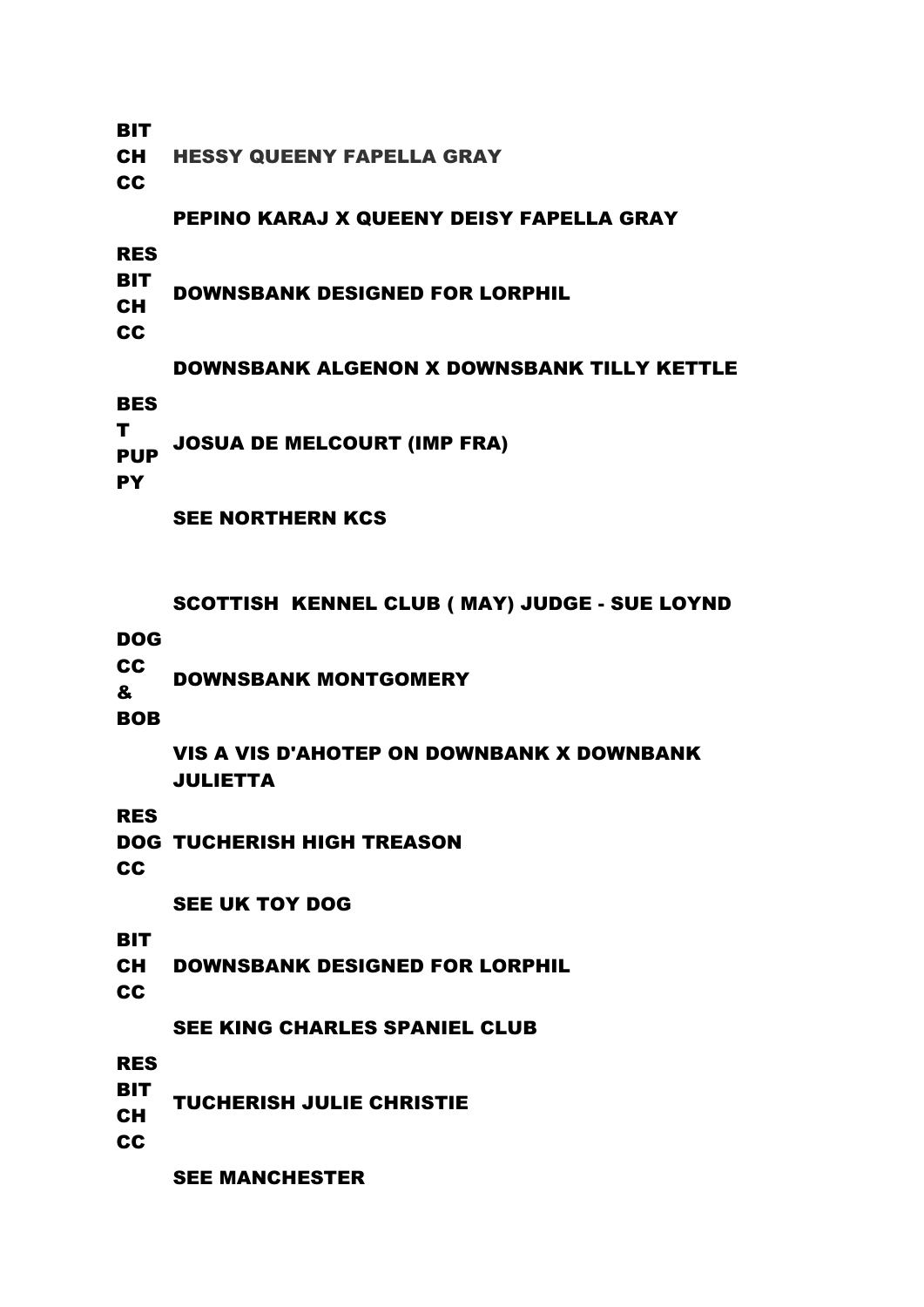| | |
|---|---|
| **BIT CH CC** | **HESSY QUEENY FAPELLA GRAY** |
| | **PEPINO KARAJ X QUEENY DEISY FAPELLA GRAY** |
| **RES BIT CH CC** | **DOWNSBANK DESIGNED FOR LORPHIL** |
| | **DOWNSBANK ALGENON X DOWNSBANK TILLY KETTLE** |
| **BEST PUPPY** | **JOSUA DE MELCOURT (IMP FRA)** |
| | **SEE NORTHERN KCS** |

**SCOTTISH KENNEL CLUB ( MAY) JUDGE - SUE LOYND**

| | |
|---|---|
| **DOG CC & BOB** | **DOWNSBANK MONTGOMERY** |
| | **VIS A VIS D'AHOTEP ON DOWNBANK X DOWNBANK JULIETTA** |
| **RES DOG CC** | **TUCHERISH HIGH TREASON** |
| | **SEE UK TOY DOG** |
| **BIT CH CC** | **DOWNSBANK DESIGNED FOR LORPHIL** |
| | **SEE KING CHARLES SPANIEL CLUB** |
| **RES BIT CH CC** | **TUCHERISH JULIE CHRISTIE** |
| | **SEE MANCHESTER** |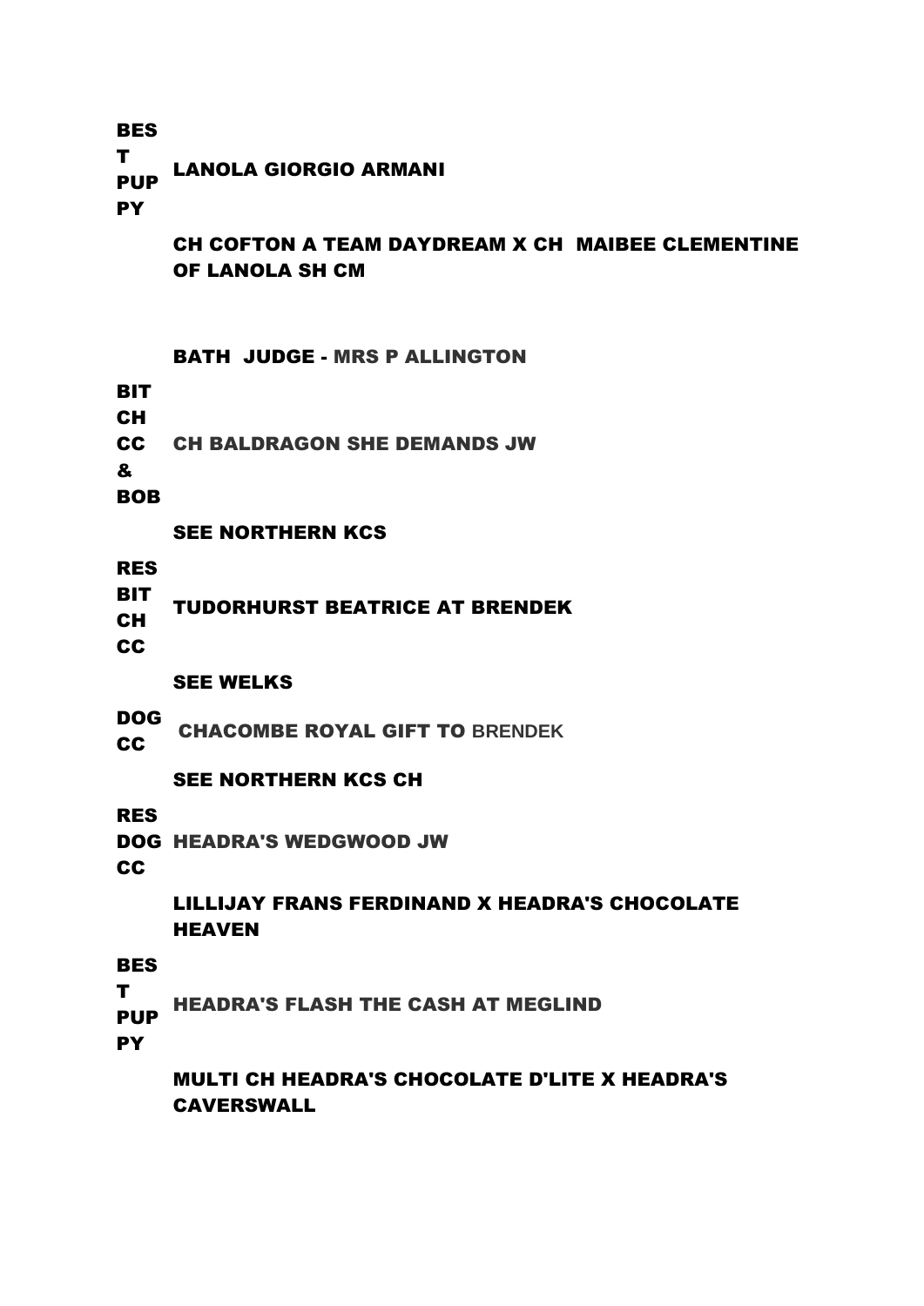| | |
|---|---|
| **BEST PUPPY** | **LANOLA GIORGIO ARMANI** |
| | **CH COFTON A TEAM DAYDREAM X CH MAIBEE CLEMENTINE OF LANOLA SH CM** |

**BATH JUDGE - MRS P ALLINGTON**

| | |
|---|---|
| **BITCH CC & BOB** | **CH BALDRAGON SHE DEMANDS JW** |
| | **SEE NORTHERN KCS** |
| **RES BITCH CC** | **TUDORHURST BEATRICE AT BRENDEK** |
| | **SEE WELKS** |
| **DOG CC** | **CHACOMBE ROYAL GIFT TO** BRENDEK |
| | **SEE NORTHERN KCS CH** |
| **RES DOG CC** | **HEADRA'S WEDGWOOD JW** |
| | **LILLIJAY FRANS FERDINAND X HEADRA'S CHOCOLATE HEAVEN** |
| **BEST PUPPY** | **HEADRA'S FLASH THE CASH AT MEGLIND** |
| | **MULTI CH HEADRA'S CHOCOLATE D'LITE X HEADRA'S CAVERSWALL** |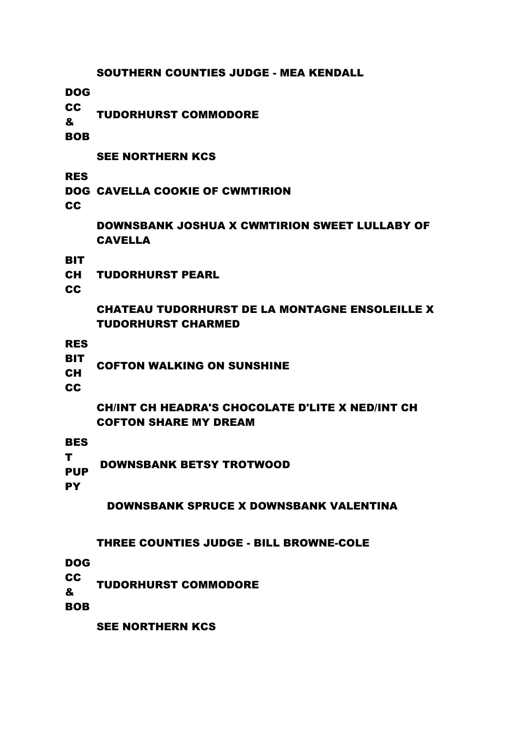SOUTHERN COUNTIES JUDGE - MEA KENDALL

| | |
|---|---|
| DOG CC & BOB | TUDORHURST COMMODORE |
| | SEE NORTHERN KCS |
| RES DOG CC | CAVELLA COOKIE OF CWMTIRION |
| | DOWNSBANK JOSHUA X CWMTIRION SWEET LULLABY OF CAVELLA |
| BITCH CC | TUDORHURST PEARL |
| | CHATEAU TUDORHURST DE LA MONTAGNE ENSOLEILLE X TUDORHURST CHARMED |
| RES BITCH CC | COFTON WALKING ON SUNSHINE |
| | CH/INT CH HEADRA'S CHOCOLATE D'LITE X NED/INT CH COFTON SHARE MY DREAM |
| BEST PUPPY | DOWNSBANK BETSY TROTWOOD |
| | DOWNSBANK SPRUCE X DOWNSBANK VALENTINA |

THREE COUNTIES JUDGE - BILL BROWNE-COLE

| | |
|---|---|
| DOG CC & BOB | TUDORHURST COMMODORE |
| | SEE NORTHERN KCS |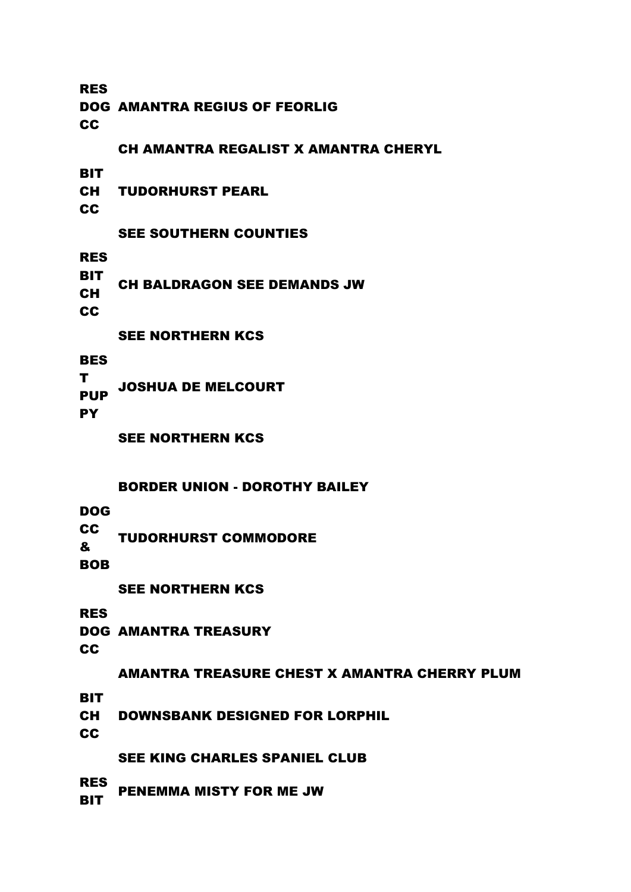| | |
|---|---|
| RES DOG CC | AMANTRA REGIUS OF FEORLIG |
| | CH AMANTRA REGALIST X AMANTRA CHERYL |
| BIT CH CC | TUDORHURST PEARL |
| | SEE SOUTHERN COUNTIES |
| RES BIT CH CC | CH BALDRAGON SEE DEMANDS JW |
| | SEE NORTHERN KCS |
| BEST PUPPY | JOSHUA DE MELCOURT |
| | SEE NORTHERN KCS |

**BORDER UNION - DOROTHY BAILEY**

| | |
|---|---|
| DOG CC & BOB | TUDORHURST COMMODORE |
| | SEE NORTHERN KCS |
| RES DOG CC | AMANTRA TREASURY |
| | AMANTRA TREASURE CHEST X AMANTRA CHERRY PLUM |
| BIT CH CC | DOWNSBANK DESIGNED FOR LORPHIL |
| | SEE KING CHARLES SPANIEL CLUB |
| RES BIT | PENEMMA MISTY FOR ME JW |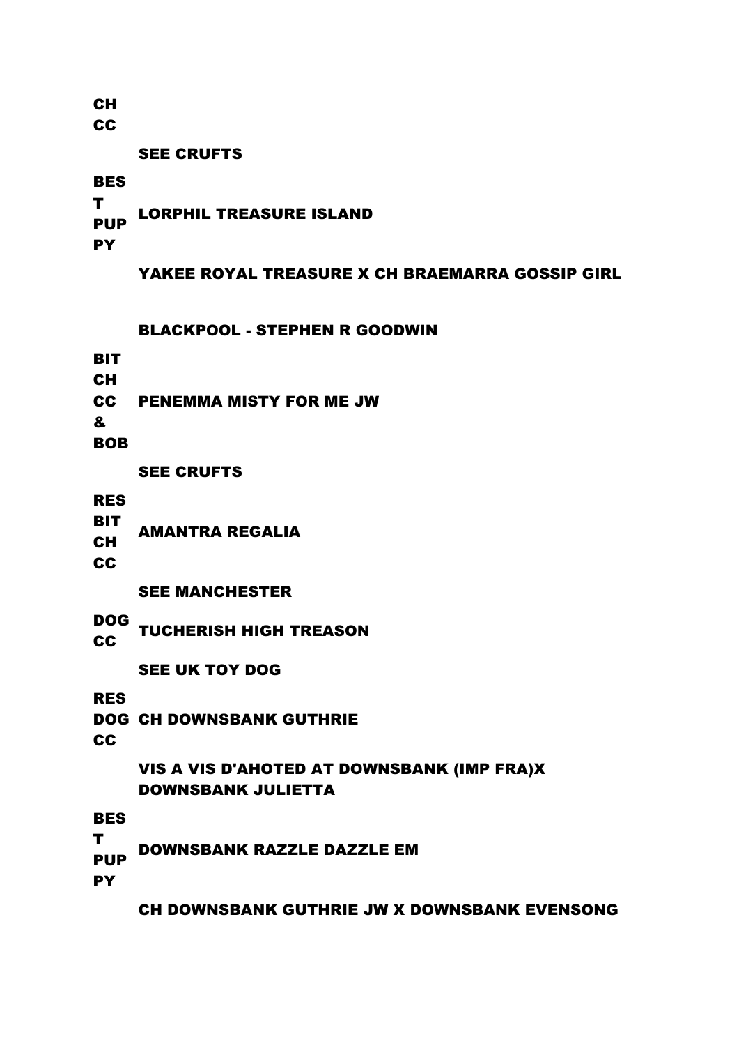| | |
|---|---|
| CH CC | |
| | SEE CRUFTS |
| BEST PUPPY | LORPHIL TREASURE ISLAND |
| | YAKEE ROYAL TREASURE X CH BRAEMARRA GOSSIP GIRL |

BLACKPOOL - STEPHEN R GOODWIN

| | |
|---|---|
| BIT CH CC & BOB | PENEMMA MISTY FOR ME JW |
| | SEE CRUFTS |
| RES BIT CH CC | AMANTRA REGALIA |
| | SEE MANCHESTER |
| DOG CC | TUCHERISH HIGH TREASON |
| | SEE UK TOY DOG |
| RES DOG CC | CH DOWNSBANK GUTHRIE |
| | VIS A VIS D'AHOTED AT DOWNSBANK (IMP FRA)X DOWNSBANK JULIETTA |
| BEST PUPPY | DOWNSBANK RAZZLE DAZZLE EM |
| | CH DOWNSBANK GUTHRIE JW X DOWNSBANK EVENSONG |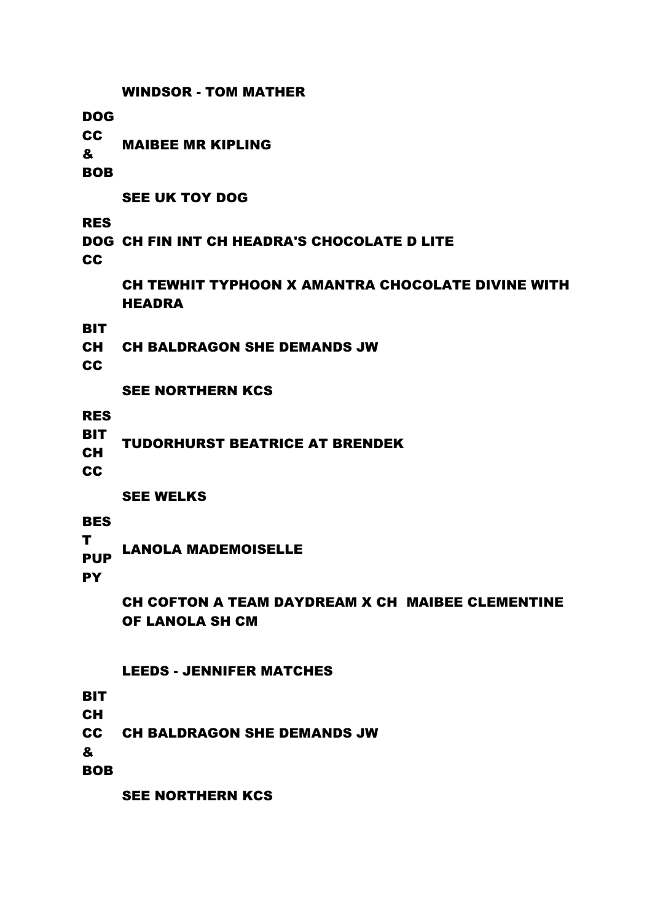WINDSOR - TOM MATHER

| | |
|---|---|
| DOG CC & BOB | MAIBEE MR KIPLING |
| | SEE UK TOY DOG |
| RES DOG CC | CH FIN INT CH HEADRA'S CHOCOLATE D LITE |
| | CH TEWHIT TYPHOON X AMANTRA CHOCOLATE DIVINE WITH HEADRA |
| BIT CH CC | CH BALDRAGON SHE DEMANDS JW |
| | SEE NORTHERN KCS |
| RES BIT CH CC | TUDORHURST BEATRICE AT BRENDEK |
| | SEE WELKS |
| BEST PUPPY | LANOLA MADEMOISELLE |
| | CH COFTON A TEAM DAYDREAM X CH MAIBEE CLEMENTINE OF LANOLA SH CM |

LEEDS - JENNIFER MATCHES

| | |
|---|---|
| BIT CH CC & BOB | CH BALDRAGON SHE DEMANDS JW |
| | SEE NORTHERN KCS |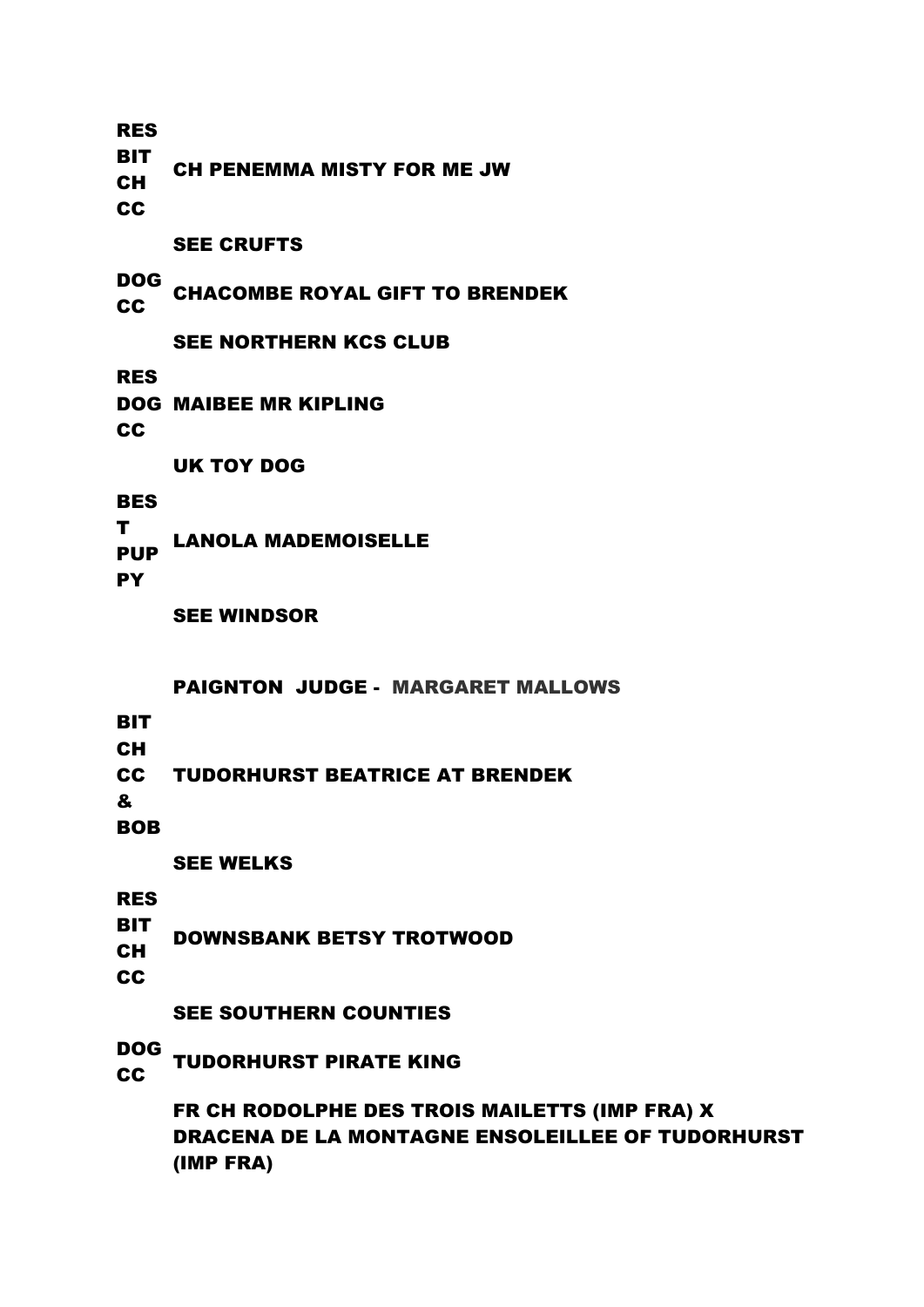| | |
|---|---|
| RES BIT CH CC | CH PENEMMA MISTY FOR ME JW |
| | SEE CRUFTS |
| DOG CC | CHACOMBE ROYAL GIFT TO BRENDEK |
| | SEE NORTHERN KCS CLUB |
| RES DOG CC | MAIBEE MR KIPLING |
| | UK TOY DOG |
| BEST PUPPY | LANOLA MADEMOISELLE |
| | SEE WINDSOR |

**PAIGNTON JUDGE - MARGARET MALLOWS**

| | |
|---|---|
| BIT CH CC & BOB | TUDORHURST BEATRICE AT BRENDEK |
| | SEE WELKS |
| RES BIT CH CC | DOWNSBANK BETSY TROTWOOD |
| | SEE SOUTHERN COUNTIES |
| DOG CC | TUDORHURST PIRATE KING |
| | FR CH RODOLPHE DES TROIS MAILETTS (IMP FRA) X DRACENA DE LA MONTAGNE ENSOLEILLEE OF TUDORHURST (IMP FRA) |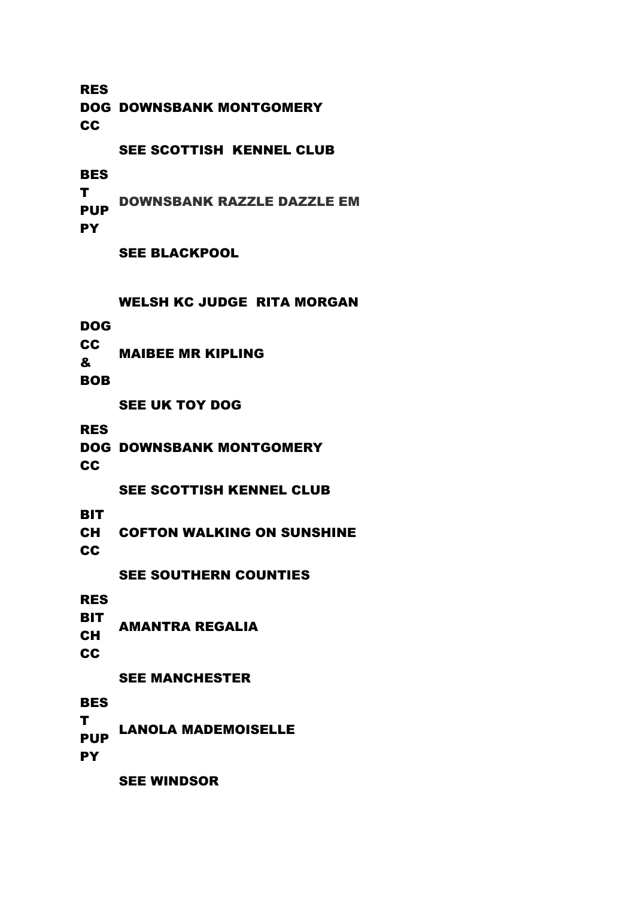**RES DOG CC** **DOWNSBANK MONTGOMERY**

**SEE SCOTTISH KENNEL CLUB**

**BEST PUPPY** **DOWNSBANK RAZZLE DAZZLE EM**

**SEE BLACKPOOL**

**WELSH KC JUDGE RITA MORGAN**

**DOG CC & BOB** **MAIBEE MR KIPLING**

**SEE UK TOY DOG**

**RES DOG CC** **DOWNSBANK MONTGOMERY**

**SEE SCOTTISH KENNEL CLUB**

**BIT CH CC** **COFTON WALKING ON SUNSHINE**

**SEE SOUTHERN COUNTIES**

**RES BIT CH CC** **AMANTRA REGALIA**

**SEE MANCHESTER**

**BEST PUPPY** **LANOLA MADEMOISELLE**

**SEE WINDSOR**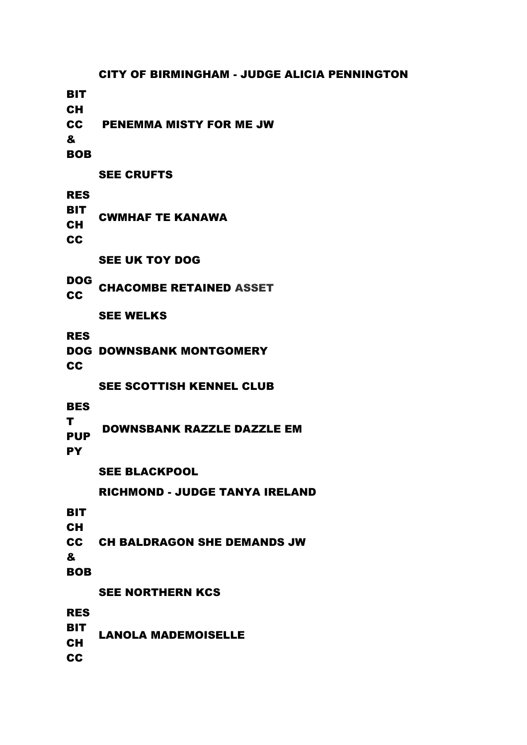**CITY OF BIRMINGHAM - JUDGE ALICIA PENNINGTON**

| | |
|---|---|
| **BIT CH CC & BOB** | **PENEMMA MISTY FOR ME JW** |
| | **SEE CRUFTS** |
| **RES BIT CH CC** | **CWMHAF TE KANAWA** |
| | **SEE UK TOY DOG** |
| **DOG CC** | **CHACOMBE RETAINED ASSET** |
| | **SEE WELKS** |
| **RES DOG CC** | **DOWNSBANK MONTGOMERY** |
| | **SEE SCOTTISH KENNEL CLUB** |
| **BEST PUPPY** | **DOWNSBANK RAZZLE DAZZLE EM** |
| | **SEE BLACKPOOL** |

**RICHMOND - JUDGE TANYA IRELAND**

| | |
|---|---|
| **BIT CH CC & BOB** | **CH BALDRAGON SHE DEMANDS JW** |
| | **SEE NORTHERN KCS** |
| **RES BIT CH CC** | **LANOLA MADEMOISELLE** |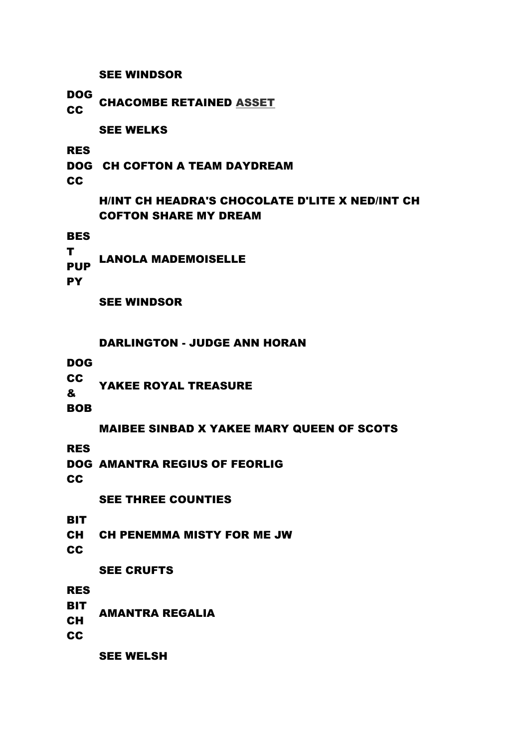SEE WINDSOR

| | |
|---|---|
| DOG CC | CHACOMBE RETAINED ASSET |
| | SEE WELKS |
| RES DOG CC | CH COFTON A TEAM DAYDREAM |
| | H/INT CH HEADRA'S CHOCOLATE D'LITE X NED/INT CH COFTON SHARE MY DREAM |
| BEST PUPPY | LANOLA MADEMOISELLE |
| | SEE WINDSOR |

DARLINGTON - JUDGE ANN HORAN

| | |
|---|---|
| DOG CC & BOB | YAKEE ROYAL TREASURE |
| | MAIBEE SINBAD X YAKEE MARY QUEEN OF SCOTS |
| RES DOG CC | AMANTRA REGIUS OF FEORLIG |
| | SEE THREE COUNTIES |
| BITCH CC | CH PENEMMA MISTY FOR ME JW |
| | SEE CRUFTS |
| RES BITCH CC | AMANTRA REGALIA |
| | SEE WELSH |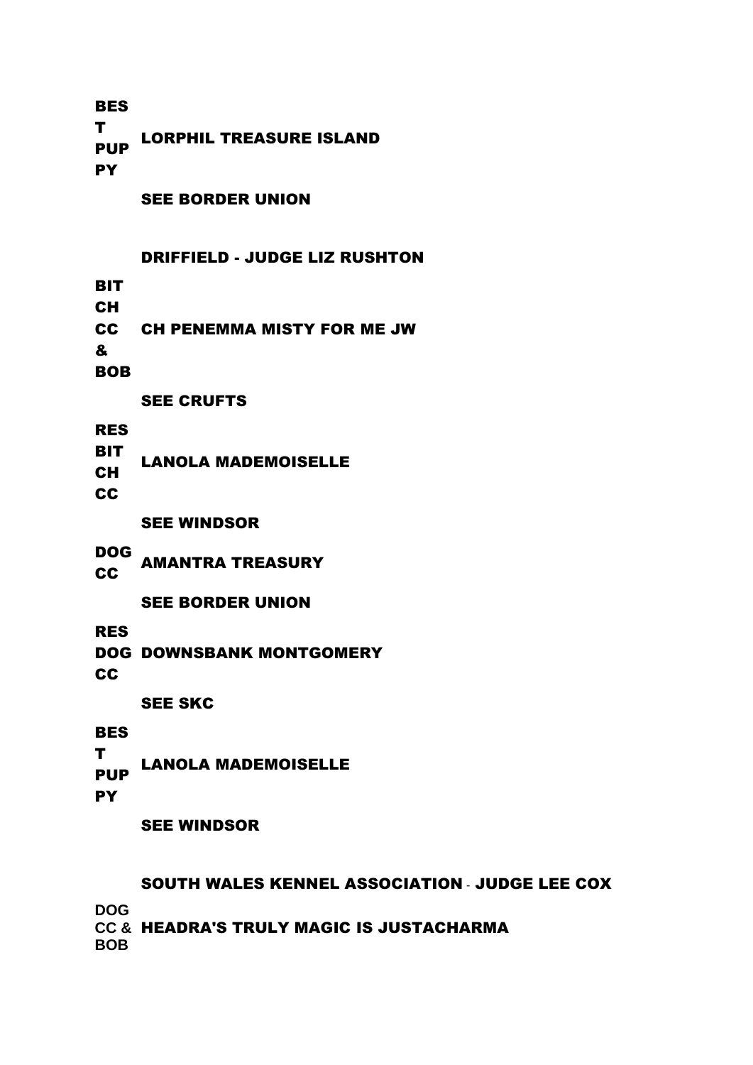| | |
|---|---|
| BEST PUPPY | LORPHIL TREASURE ISLAND |
| | SEE BORDER UNION |

## DRIFFIELD - JUDGE LIZ RUSHTON

| | |
|---|---|
| BITCH CC & BOB | CH PENEMMA MISTY FOR ME JW |
| | SEE CRUFTS |
| RES BITCH CC | LANOLA MADEMOISELLE |
| | SEE WINDSOR |
| DOG CC | AMANTRA TREASURY |
| | SEE BORDER UNION |
| RES DOG CC | DOWNSBANK MONTGOMERY |
| | SEE SKC |
| BEST PUPPY | LANOLA MADEMOISELLE |
| | SEE WINDSOR |

## SOUTH WALES KENNEL ASSOCIATION - JUDGE LEE COX

| | |
|---|---|
| DOG CC & BOB | HEADRA'S TRULY MAGIC IS JUSTACHARMA |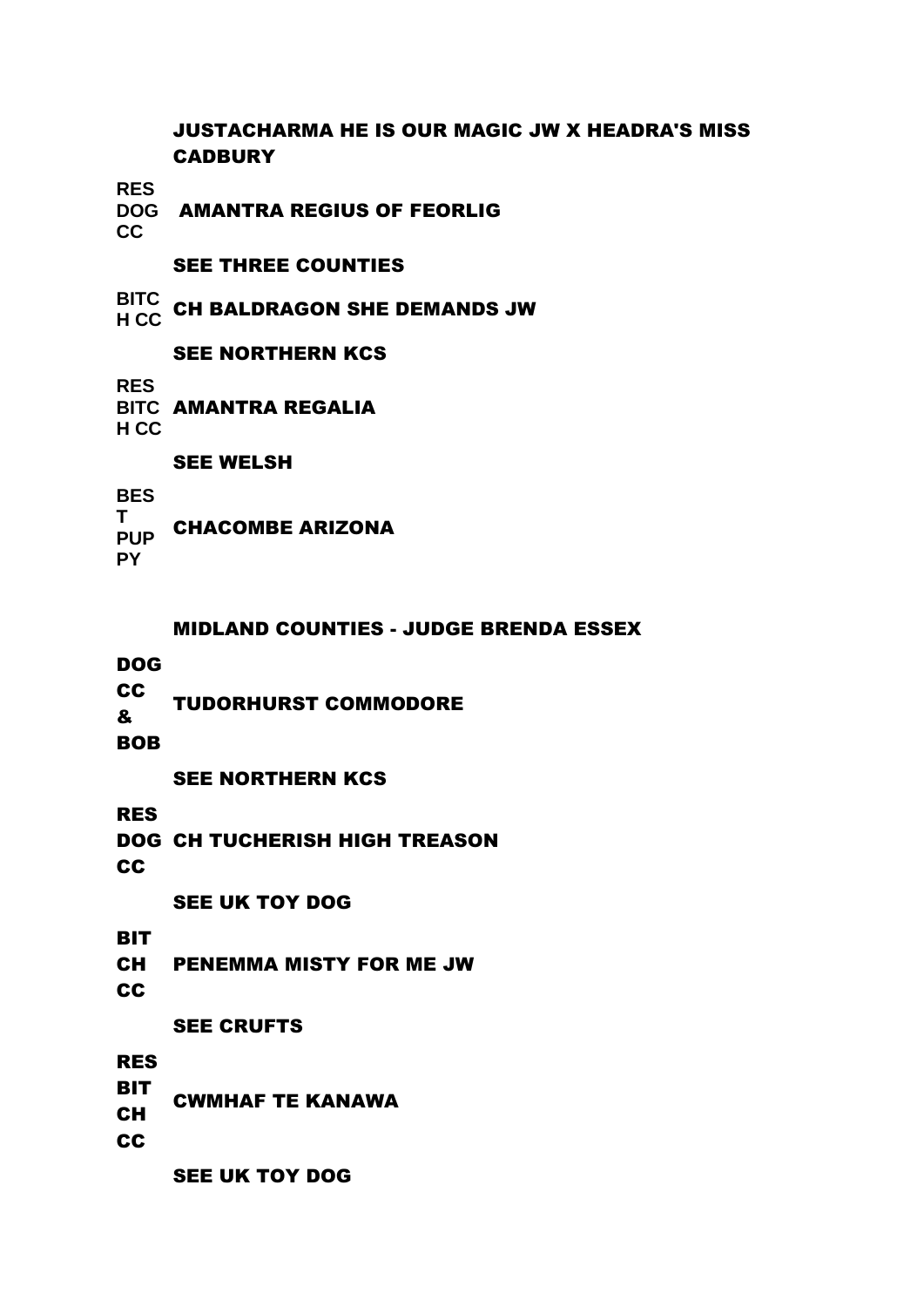JUSTACHARMA HE IS OUR MAGIC JW X HEADRA'S MISS CADBURY

| | |
|---|---|
| RES DOG CC | AMANTRA REGIUS OF FEORLIG |
| | SEE THREE COUNTIES |
| BITCH CC | CH BALDRAGON SHE DEMANDS JW |
| | SEE NORTHERN KCS |
| RES BITCH CC | AMANTRA REGALIA |
| | SEE WELSH |
| BEST PUPPY | CHACOMBE ARIZONA |

## MIDLAND COUNTIES - JUDGE BRENDA ESSEX

| | |
|---|---|
| DOG CC & BOB | TUDORHURST COMMODORE |
| | SEE NORTHERN KCS |
| RES DOG CC | CH TUCHERISH HIGH TREASON |
| | SEE UK TOY DOG |
| BITCH CC | PENEMMA MISTY FOR ME JW |
| | SEE CRUFTS |
| RES BITCH CC | CWMHAF TE KANAWA |
| | SEE UK TOY DOG |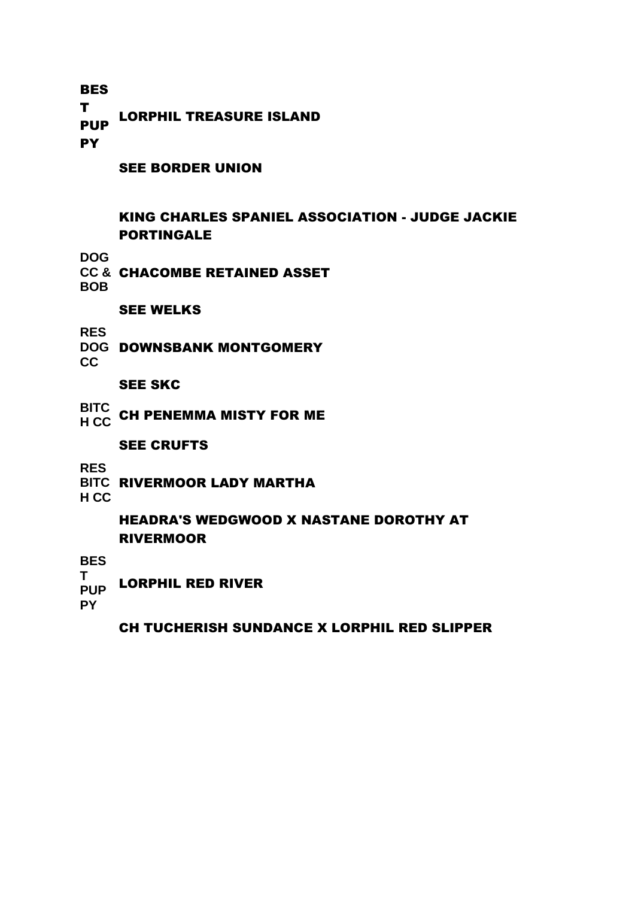| | |
|---|---|
| **BEST PUPPY** | **LORPHIL TREASURE ISLAND** |
| | **SEE BORDER UNION** |

## KING CHARLES SPANIEL ASSOCIATION - JUDGE JACKIE PORTINGALE

| | |
|---|---|
| **DOG CC & BOB** | **CHACOMBE RETAINED ASSET** |
| | **SEE WELKS** |
| **RES DOG CC** | **DOWNSBANK MONTGOMERY** |
| | **SEE SKC** |
| **BITCH CC** | **CH PENEMMA MISTY FOR ME** |
| | **SEE CRUFTS** |
| **RES BITCH CC** | **RIVERMOOR LADY MARTHA** |
| | **HEADRA'S WEDGWOOD X NASTANE DOROTHY AT RIVERMOOR** |
| **BEST PUPPY** | **LORPHIL RED RIVER** |
| | **CH TUCHERISH SUNDANCE X LORPHIL RED SLIPPER** |